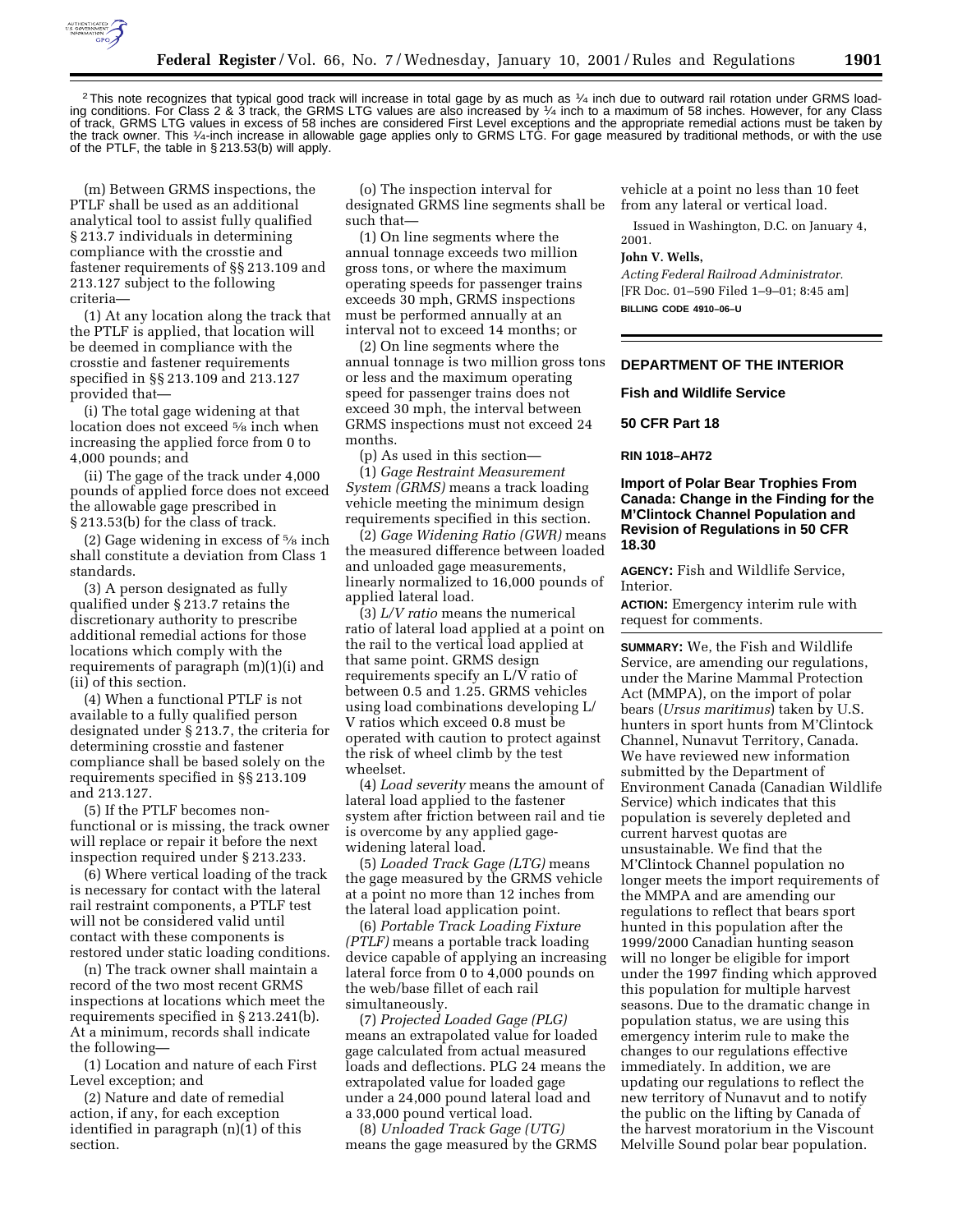[2] This note recognizes that typical good track will increase in total gage by as much as ¼ inch due to outward rail rotation under GRMS loading conditions. For Class 2 & 3 track, the GRMS LTG values are also increased by ¼ inch to a maximum of 58 inches. However, for any Class of track, GRMS LTG values in excess of 58 inches are considered First Level exceptions and the appropriate remedial actions must be taken by the track owner. This ¼-inch increase in allowable gage applies only to GRMS LTG. For gage measured by traditional methods, or with the use of the PTLF, the table in § 213.53(b) will apply.

(m) Between GRMS inspections, the PTLF shall be used as an additional analytical tool to assist fully qualified § 213.7 individuals in determining compliance with the crosstie and fastener requirements of §§ 213.109 and 213.127 subject to the following criteria—

(1) At any location along the track that the PTLF is applied, that location will be deemed in compliance with the crosstie and fastener requirements specified in §§ 213.109 and 213.127 provided that—

(i) The total gage widening at that location does not exceed ⅝ inch when increasing the applied force from 0 to 4,000 pounds; and

(ii) The gage of the track under 4,000 pounds of applied force does not exceed the allowable gage prescribed in § 213.53(b) for the class of track.

(2) Gage widening in excess of ⅝ inch shall constitute a deviation from Class 1 standards.

(3) A person designated as fully qualified under § 213.7 retains the discretionary authority to prescribe additional remedial actions for those locations which comply with the requirements of paragraph (m)(1)(i) and (ii) of this section.

(4) When a functional PTLF is not available to a fully qualified person designated under § 213.7, the criteria for determining crosstie and fastener compliance shall be based solely on the requirements specified in §§ 213.109 and 213.127.

(5) If the PTLF becomes non-functional or is missing, the track owner will replace or repair it before the next inspection required under § 213.233.

(6) Where vertical loading of the track is necessary for contact with the lateral rail restraint components, a PTLF test will not be considered valid until contact with these components is restored under static loading conditions.

(n) The track owner shall maintain a record of the two most recent GRMS inspections at locations which meet the requirements specified in § 213.241(b). At a minimum, records shall indicate the following—

(1) Location and nature of each First Level exception; and

(2) Nature and date of remedial action, if any, for each exception identified in paragraph (n)(1) of this section.

(o) The inspection interval for designated GRMS line segments shall be such that—

(1) On line segments where the annual tonnage exceeds two million gross tons, or where the maximum operating speeds for passenger trains exceeds 30 mph, GRMS inspections must be performed annually at an interval not to exceed 14 months; or

(2) On line segments where the annual tonnage is two million gross tons or less and the maximum operating speed for passenger trains does not exceed 30 mph, the interval between GRMS inspections must not exceed 24 months.

(p) As used in this section—

(1) *Gage Restraint Measurement System (GRMS)* means a track loading vehicle meeting the minimum design requirements specified in this section.

(2) *Gage Widening Ratio (GWR)* means the measured difference between loaded and unloaded gage measurements, linearly normalized to 16,000 pounds of applied lateral load.

(3) *L/V ratio* means the numerical ratio of lateral load applied at a point on the rail to the vertical load applied at that same point. GRMS design requirements specify an L/V ratio of between 0.5 and 1.25. GRMS vehicles using load combinations developing L/V ratios which exceed 0.8 must be operated with caution to protect against the risk of wheel climb by the test wheelset.

(4) *Load severity* means the amount of lateral load applied to the fastener system after friction between rail and tie is overcome by any applied gage-widening lateral load.

(5) *Loaded Track Gage (LTG)* means the gage measured by the GRMS vehicle at a point no more than 12 inches from the lateral load application point.

(6) *Portable Track Loading Fixture (PTLF)* means a portable track loading device capable of applying an increasing lateral force from 0 to 4,000 pounds on the web/base fillet of each rail simultaneously.

(7) *Projected Loaded Gage (PLG)* means an extrapolated value for loaded gage calculated from actual measured loads and deflections. PLG 24 means the extrapolated value for loaded gage under a 24,000 pound lateral load and a 33,000 pound vertical load.

(8) *Unloaded Track Gage (UTG)* means the gage measured by the GRMS vehicle at a point no less than 10 feet from any lateral or vertical load.

Issued in Washington, D.C. on January 4, 2001.

**John V. Wells,**

*Acting Federal Railroad Administrator.*

[FR Doc. 01–590 Filed 1–9–01; 8:45 am]

**BILLING CODE 4910–06–U**

---

## DEPARTMENT OF THE INTERIOR

## Fish and Wildlife Service

## 50 CFR Part 18

**RIN 1018–AH72**

## Import of Polar Bear Trophies From Canada: Change in the Finding for the M'Clintock Channel Population and Revision of Regulations in 50 CFR 18.30

**AGENCY:** Fish and Wildlife Service, Interior.

**ACTION:** Emergency interim rule with request for comments.

**SUMMARY:** We, the Fish and Wildlife Service, are amending our regulations, under the Marine Mammal Protection Act (MMPA), on the import of polar bears (*Ursus maritimus*) taken by U.S. hunters in sport hunts from M'Clintock Channel, Nunavut Territory, Canada. We have reviewed new information submitted by the Department of Environment Canada (Canadian Wildlife Service) which indicates that this population is severely depleted and current harvest quotas are unsustainable. We find that the M'Clintock Channel population no longer meets the import requirements of the MMPA and are amending our regulations to reflect that bears sport hunted in this population after the 1999/2000 Canadian hunting season will no longer be eligible for import under the 1997 finding which approved this population for multiple harvest seasons. Due to the dramatic change in population status, we are using this emergency interim rule to make the changes to our regulations effective immediately. In addition, we are updating our regulations to reflect the new territory of Nunavut and to notify the public on the lifting by Canada of the harvest moratorium in the Viscount Melville Sound polar bear population.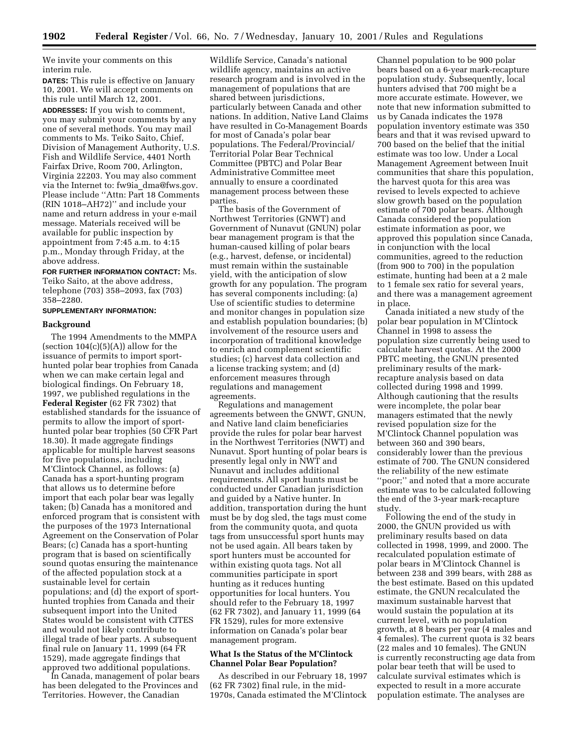We invite your comments on this interim rule.

**DATES:** This rule is effective on January 10, 2001. We will accept comments on this rule until March 12, 2001.

**ADDRESSES:** If you wish to comment, you may submit your comments by any one of several methods. You may mail comments to Ms. Teiko Saito, Chief, Division of Management Authority, U.S. Fish and Wildlife Service, 4401 North Fairfax Drive, Room 700, Arlington, Virginia 22203. You may also comment via the Internet to: fw9ia_dma@fws.gov. Please include ''Attn: Part 18 Comments (RIN 1018–AH72)'' and include your name and return address in your e-mail message. Materials received will be available for public inspection by appointment from 7:45 a.m. to 4:15 p.m., Monday through Friday, at the above address.

**FOR FURTHER INFORMATION CONTACT:** Ms. Teiko Saito, at the above address, telephone (703) 358–2093, fax (703) 358–2280.

**SUPPLEMENTARY INFORMATION:**

## Background

The 1994 Amendments to the MMPA (section 104(c)(5)(A)) allow for the issuance of permits to import sport-hunted polar bear trophies from Canada when we can make certain legal and biological findings. On February 18, 1997, we published regulations in the **Federal Register** (62 FR 7302) that established standards for the issuance of permits to allow the import of sport-hunted polar bear trophies (50 CFR Part 18.30). It made aggregate findings applicable for multiple harvest seasons for five populations, including M'Clintock Channel, as follows: (a) Canada has a sport-hunting program that allows us to determine before import that each polar bear was legally taken; (b) Canada has a monitored and enforced program that is consistent with the purposes of the 1973 International Agreement on the Conservation of Polar Bears; (c) Canada has a sport-hunting program that is based on scientifically sound quotas ensuring the maintenance of the affected population stock at a sustainable level for certain populations; and (d) the export of sport-hunted trophies from Canada and their subsequent import into the United States would be consistent with CITES and would not likely contribute to illegal trade of bear parts. A subsequent final rule on January 11, 1999 (64 FR 1529), made aggregate findings that approved two additional populations.

In Canada, management of polar bears has been delegated to the Provinces and Territories. However, the Canadian Wildlife Service, Canada's national wildlife agency, maintains an active research program and is involved in the management of populations that are shared between jurisdictions, particularly between Canada and other nations. In addition, Native Land Claims have resulted in Co-Management Boards for most of Canada's polar bear populations. The Federal/Provincial/Territorial Polar Bear Technical Committee (PBTC) and Polar Bear Administrative Committee meet annually to ensure a coordinated management process between these parties.

The basis of the Government of Northwest Territories (GNWT) and Government of Nunavut (GNUN) polar bear management program is that the human-caused killing of polar bears (e.g., harvest, defense, or incidental) must remain within the sustainable yield, with the anticipation of slow growth for any population. The program has several components including: (a) Use of scientific studies to determine and monitor changes in population size and establish population boundaries; (b) involvement of the resource users and incorporation of traditional knowledge to enrich and complement scientific studies; (c) harvest data collection and a license tracking system; and (d) enforcement measures through regulations and management agreements.

Regulations and management agreements between the GNWT, GNUN, and Native land claim beneficiaries provide the rules for polar bear harvest in the Northwest Territories (NWT) and Nunavut. Sport hunting of polar bears is presently legal only in NWT and Nunavut and includes additional requirements. All sport hunts must be conducted under Canadian jurisdiction and guided by a Native hunter. In addition, transportation during the hunt must be by dog sled, the tags must come from the community quota, and quota tags from unsuccessful sport hunts may not be used again. All bears taken by sport hunters must be accounted for within existing quota tags. Not all communities participate in sport hunting as it reduces hunting opportunities for local hunters. You should refer to the February 18, 1997 (62 FR 7302), and January 11, 1999 (64 FR 1529), rules for more extensive information on Canada's polar bear management program.

### What Is the Status of the M'Clintock Channel Polar Bear Population?

As described in our February 18, 1997 (62 FR 7302) final rule, in the mid-1970s, Canada estimated the M'Clintock Channel population to be 900 polar bears based on a 6-year mark-recapture population study. Subsequently, local hunters advised that 700 might be a more accurate estimate. However, we note that new information submitted to us by Canada indicates the 1978 population inventory estimate was 350 bears and that it was revised upward to 700 based on the belief that the initial estimate was too low. Under a Local Management Agreement between Inuit communities that share this population, the harvest quota for this area was revised to levels expected to achieve slow growth based on the population estimate of 700 polar bears. Although Canada considered the population estimate information as poor, we approved this population since Canada, in conjunction with the local communities, agreed to the reduction (from 900 to 700) in the population estimate, hunting had been at a 2 male to 1 female sex ratio for several years, and there was a management agreement in place.

Canada initiated a new study of the polar bear population in M'Clintock Channel in 1998 to assess the population size currently being used to calculate harvest quotas. At the 2000 PBTC meeting, the GNUN presented preliminary results of the mark-recapture analysis based on data collected during 1998 and 1999. Although cautioning that the results were incomplete, the polar bear managers estimated that the newly revised population size for the M'Clintock Channel population was between 360 and 390 bears, considerably lower than the previous estimate of 700. The GNUN considered the reliability of the new estimate ''poor;'' and noted that a more accurate estimate was to be calculated following the end of the 3-year mark-recapture study.

Following the end of the study in 2000, the GNUN provided us with preliminary results based on data collected in 1998, 1999, and 2000. The recalculated population estimate of polar bears in M'Clintock Channel is between 238 and 399 bears, with 288 as the best estimate. Based on this updated estimate, the GNUN recalculated the maximum sustainable harvest that would sustain the population at its current level, with no population growth, at 8 bears per year (4 males and 4 females). The current quota is 32 bears (22 males and 10 females). The GNUN is currently reconstructing age data from polar bear teeth that will be used to calculate survival estimates which is expected to result in a more accurate population estimate. The analyses are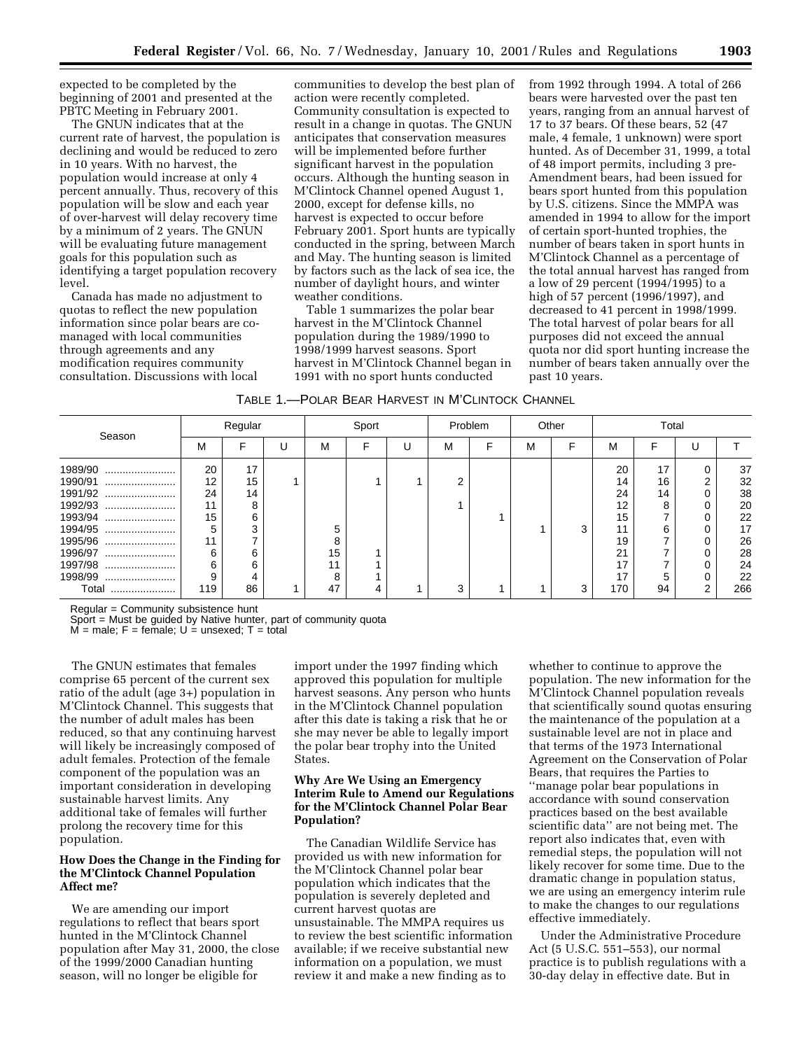expected to be completed by the beginning of 2001 and presented at the PBTC Meeting in February 2001.

The GNUN indicates that at the current rate of harvest, the population is declining and would be reduced to zero in 10 years. With no harvest, the population would increase at only 4 percent annually. Thus, recovery of this population will be slow and each year of over-harvest will delay recovery time by a minimum of 2 years. The GNUN will be evaluating future management goals for this population such as identifying a target population recovery level.

Canada has made no adjustment to quotas to reflect the new population information since polar bears are co-managed with local communities through agreements and any modification requires community consultation. Discussions with local communities to develop the best plan of action were recently completed. Community consultation is expected to result in a change in quotas. The GNUN anticipates that conservation measures will be implemented before further significant harvest in the population occurs. Although the hunting season in M'Clintock Channel opened August 1, 2000, except for defense kills, no harvest is expected to occur before February 2001. Sport hunts are typically conducted in the spring, between March and May. The hunting season is limited by factors such as the lack of sea ice, the number of daylight hours, and winter weather conditions.

Table 1 summarizes the polar bear harvest in the M'Clintock Channel population during the 1989/1990 to 1998/1999 harvest seasons. Sport harvest in M'Clintock Channel began in 1991 with no sport hunts conducted from 1992 through 1994. A total of 266 bears were harvested over the past ten years, ranging from an annual harvest of 17 to 37 bears. Of these bears, 52 (47 male, 4 female, 1 unknown) were sport hunted. As of December 31, 1999, a total of 48 import permits, including 3 pre-Amendment bears, had been issued for bears sport hunted from this population by U.S. citizens. Since the MMPA was amended in 1994 to allow for the import of certain sport-hunted trophies, the number of bears taken in sport hunts in M'Clintock Channel as a percentage of the total annual harvest has ranged from a low of 29 percent (1994/1995) to a high of 57 percent (1996/1997), and decreased to 41 percent in 1998/1999. The total harvest of polar bears for all purposes did not exceed the annual quota nor did sport hunting increase the number of bears taken annually over the past 10 years.

TABLE 1.—POLAR BEAR HARVEST IN M'CLINTOCK CHANNEL

| Season | Regular | | | Sport | | | Problem | | Other | | Total | | | |
|---|---|---|---|---|---|---|---|---|---|---|---|---|---|---|
| | M | F | U | M | F | U | M | F | M | F | M | F | U | T |
| 1989/90 | 20 | 17 | | | | | | | | | 20 | 17 | 0 | 37 |
| 1990/91 | 12 | 15 | 1 | | 1 | 1 | 2 | | | | 14 | 16 | 2 | 32 |
| 1991/92 | 24 | 14 | | | | | | | | | 24 | 14 | 0 | 38 |
| 1992/93 | 11 | 8 | | | | | 1 | | | | 12 | 8 | 0 | 20 |
| 1993/94 | 15 | 6 | | | | | | 1 | | | 15 | 7 | 0 | 22 |
| 1994/95 | 5 | 3 | | 5 | | | | | 1 | 3 | 11 | 6 | 0 | 17 |
| 1995/96 | 11 | 7 | | 8 | | | | | | | 19 | 7 | 0 | 26 |
| 1996/97 | 6 | 6 | | 15 | 1 | | | | | | 21 | 7 | 0 | 28 |
| 1997/98 | 6 | 6 | | 11 | 1 | | | | | | 17 | 7 | 0 | 24 |
| 1998/99 | 9 | 4 | | 8 | 1 | | | | | | 17 | 5 | 0 | 22 |
| Total | 119 | 86 | 1 | 47 | 4 | 1 | 3 | 1 | 1 | 3 | 170 | 94 | 2 | 266 |

Regular = Community subsistence hunt
Sport = Must be guided by Native hunter, part of community quota
M = male; F = female; U = unsexed; T = total

The GNUN estimates that females comprise 65 percent of the current sex ratio of the adult (age 3+) population in M'Clintock Channel. This suggests that the number of adult males has been reduced, so that any continuing harvest will likely be increasingly composed of adult females. Protection of the female component of the population was an important consideration in developing sustainable harvest limits. Any additional take of females will further prolong the recovery time for this population.

### How Does the Change in the Finding for the M'Clintock Channel Population Affect me?

We are amending our import regulations to reflect that bears sport hunted in the M'Clintock Channel population after May 31, 2000, the close of the 1999/2000 Canadian hunting season, will no longer be eligible for import under the 1997 finding which approved this population for multiple harvest seasons. Any person who hunts in the M'Clintock Channel population after this date is taking a risk that he or she may never be able to legally import the polar bear trophy into the United States.

### Why Are We Using an Emergency Interim Rule to Amend our Regulations for the M'Clintock Channel Polar Bear Population?

The Canadian Wildlife Service has provided us with new information for the M'Clintock Channel polar bear population which indicates that the population is severely depleted and current harvest quotas are unsustainable. The MMPA requires us to review the best scientific information available; if we receive substantial new information on a population, we must review it and make a new finding as to whether to continue to approve the population. The new information for the M'Clintock Channel population reveals that scientifically sound quotas ensuring the maintenance of the population at a sustainable level are not in place and that terms of the 1973 International Agreement on the Conservation of Polar Bears, that requires the Parties to "manage polar bear populations in accordance with sound conservation practices based on the best available scientific data" are not being met. The report also indicates that, even with remedial steps, the population will not likely recover for some time. Due to the dramatic change in population status, we are using an emergency interim rule to make the changes to our regulations effective immediately.

Under the Administrative Procedure Act (5 U.S.C. 551–553), our normal practice is to publish regulations with a 30-day delay in effective date. But in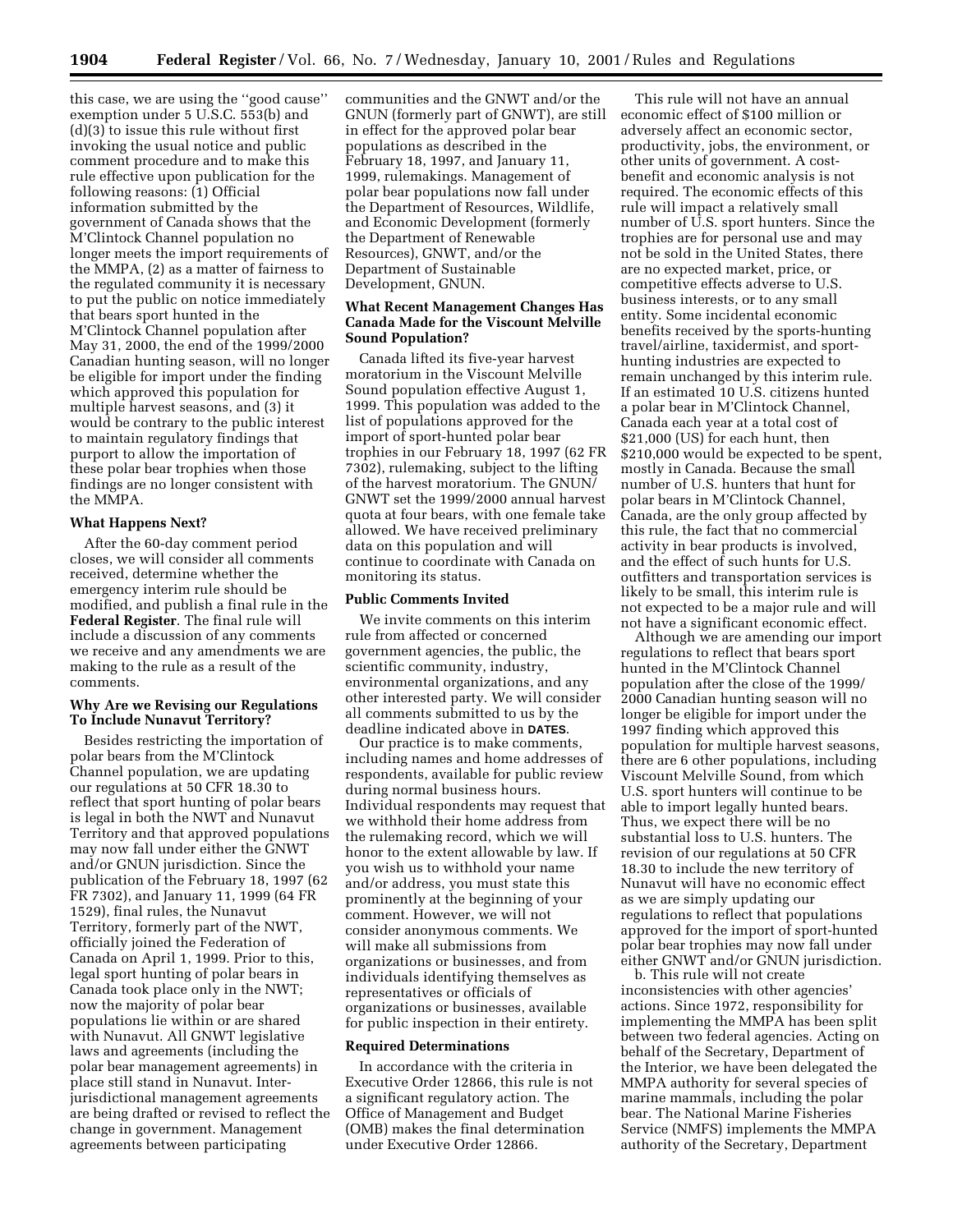this case, we are using the ''good cause'' exemption under 5 U.S.C. 553(b) and (d)(3) to issue this rule without first invoking the usual notice and public comment procedure and to make this rule effective upon publication for the following reasons: (1) Official information submitted by the government of Canada shows that the M'Clintock Channel population no longer meets the import requirements of the MMPA, (2) as a matter of fairness to the regulated community it is necessary to put the public on notice immediately that bears sport hunted in the M'Clintock Channel population after May 31, 2000, the end of the 1999/2000 Canadian hunting season, will no longer be eligible for import under the finding which approved this population for multiple harvest seasons, and (3) it would be contrary to the public interest to maintain regulatory findings that purport to allow the importation of these polar bear trophies when those findings are no longer consistent with the MMPA.

### What Happens Next?

After the 60-day comment period closes, we will consider all comments received, determine whether the emergency interim rule should be modified, and publish a final rule in the **Federal Register**. The final rule will include a discussion of any comments we receive and any amendments we are making to the rule as a result of the comments.

### Why Are we Revising our Regulations To Include Nunavut Territory?

Besides restricting the importation of polar bears from the M'Clintock Channel population, we are updating our regulations at 50 CFR 18.30 to reflect that sport hunting of polar bears is legal in both the NWT and Nunavut Territory and that approved populations may now fall under either the GNWT and/or GNUN jurisdiction. Since the publication of the February 18, 1997 (62 FR 7302), and January 11, 1999 (64 FR 1529), final rules, the Nunavut Territory, formerly part of the NWT, officially joined the Federation of Canada on April 1, 1999. Prior to this, legal sport hunting of polar bears in Canada took place only in the NWT; now the majority of polar bear populations lie within or are shared with Nunavut. All GNWT legislative laws and agreements (including the polar bear management agreements) in place still stand in Nunavut. Inter-jurisdictional management agreements are being drafted or revised to reflect the change in government. Management agreements between participating communities and the GNWT and/or the GNUN (formerly part of GNWT), are still in effect for the approved polar bear populations as described in the February 18, 1997, and January 11, 1999, rulemakings. Management of polar bear populations now fall under the Department of Resources, Wildlife, and Economic Development (formerly the Department of Renewable Resources), GNWT, and/or the Department of Sustainable Development, GNUN.

### What Recent Management Changes Has Canada Made for the Viscount Melville Sound Population?

Canada lifted its five-year harvest moratorium in the Viscount Melville Sound population effective August 1, 1999. This population was added to the list of populations approved for the import of sport-hunted polar bear trophies in our February 18, 1997 (62 FR 7302), rulemaking, subject to the lifting of the harvest moratorium. The GNUN/GNWT set the 1999/2000 annual harvest quota at four bears, with one female take allowed. We have received preliminary data on this population and will continue to coordinate with Canada on monitoring its status.

### Public Comments Invited

We invite comments on this interim rule from affected or concerned government agencies, the public, the scientific community, industry, environmental organizations, and any other interested party. We will consider all comments submitted to us by the deadline indicated above in **DATES**.

Our practice is to make comments, including names and home addresses of respondents, available for public review during normal business hours. Individual respondents may request that we withhold their home address from the rulemaking record, which we will honor to the extent allowable by law. If you wish us to withhold your name and/or address, you must state this prominently at the beginning of your comment. However, we will not consider anonymous comments. We will make all submissions from organizations or businesses, and from individuals identifying themselves as representatives or officials of organizations or businesses, available for public inspection in their entirety.

### Required Determinations

In accordance with the criteria in Executive Order 12866, this rule is not a significant regulatory action. The Office of Management and Budget (OMB) makes the final determination under Executive Order 12866.

This rule will not have an annual economic effect of $100 million or adversely affect an economic sector, productivity, jobs, the environment, or other units of government. A cost-benefit and economic analysis is not required. The economic effects of this rule will impact a relatively small number of U.S. sport hunters. Since the trophies are for personal use and may not be sold in the United States, there are no expected market, price, or competitive effects adverse to U.S. business interests, or to any small entity. Some incidental economic benefits received by the sports-hunting travel/airline, taxidermist, and sport-hunting industries are expected to remain unchanged by this interim rule. If an estimated 10 U.S. citizens hunted a polar bear in M'Clintock Channel, Canada each year at a total cost of $21,000 (US) for each hunt, then $210,000 would be expected to be spent, mostly in Canada. Because the small number of U.S. hunters that hunt for polar bears in M'Clintock Channel, Canada, are the only group affected by this rule, the fact that no commercial activity in bear products is involved, and the effect of such hunts for U.S. outfitters and transportation services is likely to be small, this interim rule is not expected to be a major rule and will not have a significant economic effect.

Although we are amending our import regulations to reflect that bears sport hunted in the M'Clintock Channel population after the close of the 1999/2000 Canadian hunting season will no longer be eligible for import under the 1997 finding which approved this population for multiple harvest seasons, there are 6 other populations, including Viscount Melville Sound, from which U.S. sport hunters will continue to be able to import legally hunted bears. Thus, we expect there will be no substantial loss to U.S. hunters. The revision of our regulations at 50 CFR 18.30 to include the new territory of Nunavut will have no economic effect as we are simply updating our regulations to reflect that populations approved for the import of sport-hunted polar bear trophies may now fall under either GNWT and/or GNUN jurisdiction.

b. This rule will not create inconsistencies with other agencies' actions. Since 1972, responsibility for implementing the MMPA has been split between two federal agencies. Acting on behalf of the Secretary, Department of the Interior, we have been delegated the MMPA authority for several species of marine mammals, including the polar bear. The National Marine Fisheries Service (NMFS) implements the MMPA authority of the Secretary, Department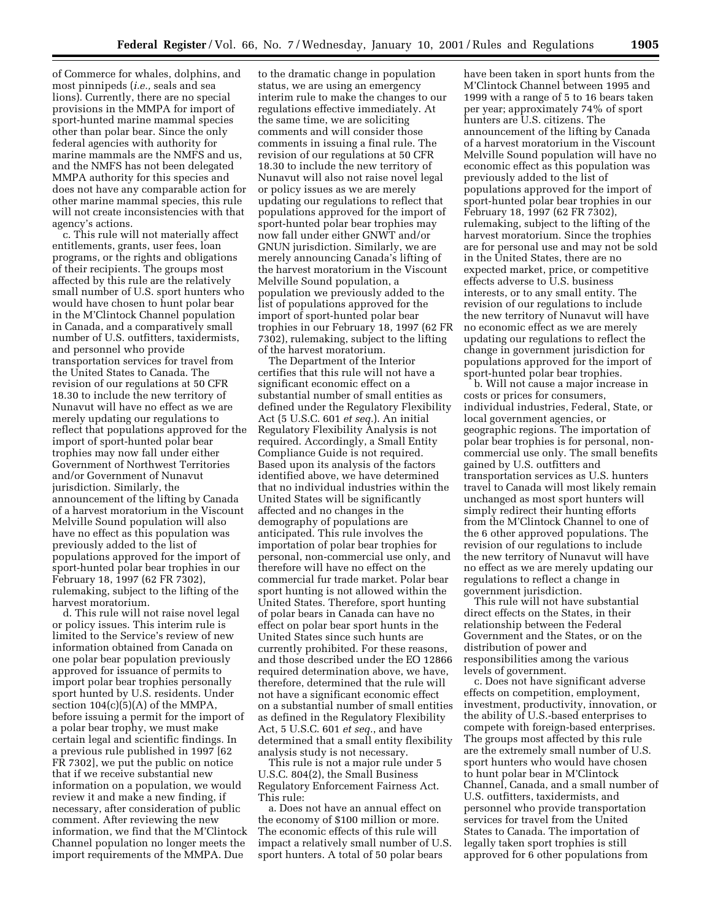of Commerce for whales, dolphins, and most pinnipeds (*i.e.,* seals and sea lions). Currently, there are no special provisions in the MMPA for import of sport-hunted marine mammal species other than polar bear. Since the only federal agencies with authority for marine mammals are the NMFS and us, and the NMFS has not been delegated MMPA authority for this species and does not have any comparable action for other marine mammal species, this rule will not create inconsistencies with that agency's actions.

c. This rule will not materially affect entitlements, grants, user fees, loan programs, or the rights and obligations of their recipients. The groups most affected by this rule are the relatively small number of U.S. sport hunters who would have chosen to hunt polar bear in the M'Clintock Channel population in Canada, and a comparatively small number of U.S. outfitters, taxidermists, and personnel who provide transportation services for travel from the United States to Canada. The revision of our regulations at 50 CFR 18.30 to include the new territory of Nunavut will have no effect as we are merely updating our regulations to reflect that populations approved for the import of sport-hunted polar bear trophies may now fall under either Government of Northwest Territories and/or Government of Nunavut jurisdiction. Similarly, the announcement of the lifting by Canada of a harvest moratorium in the Viscount Melville Sound population will also have no effect as this population was previously added to the list of populations approved for the import of sport-hunted polar bear trophies in our February 18, 1997 (62 FR 7302), rulemaking, subject to the lifting of the harvest moratorium.

d. This rule will not raise novel legal or policy issues. This interim rule is limited to the Service's review of new information obtained from Canada on one polar bear population previously approved for issuance of permits to import polar bear trophies personally sport hunted by U.S. residents. Under section 104(c)(5)(A) of the MMPA, before issuing a permit for the import of a polar bear trophy, we must make certain legal and scientific findings. In a previous rule published in 1997 [62 FR 7302], we put the public on notice that if we receive substantial new information on a population, we would review it and make a new finding, if necessary, after consideration of public comment. After reviewing the new information, we find that the M'Clintock Channel population no longer meets the import requirements of the MMPA. Due to the dramatic change in population status, we are using an emergency interim rule to make the changes to our regulations effective immediately. At the same time, we are soliciting comments and will consider those comments in issuing a final rule. The revision of our regulations at 50 CFR 18.30 to include the new territory of Nunavut will also not raise novel legal or policy issues as we are merely updating our regulations to reflect that populations approved for the import of sport-hunted polar bear trophies may now fall under either GNWT and/or GNUN jurisdiction. Similarly, we are merely announcing Canada's lifting of the harvest moratorium in the Viscount Melville Sound population, a population we previously added to the list of populations approved for the import of sport-hunted polar bear trophies in our February 18, 1997 (62 FR 7302), rulemaking, subject to the lifting of the harvest moratorium.

The Department of the Interior certifies that this rule will not have a significant economic effect on a substantial number of small entities as defined under the Regulatory Flexibility Act (5 U.S.C. 601 *et seq.*). An initial Regulatory Flexibility Analysis is not required. Accordingly, a Small Entity Compliance Guide is not required. Based upon its analysis of the factors identified above, we have determined that no individual industries within the United States will be significantly affected and no changes in the demography of populations are anticipated. This rule involves the importation of polar bear trophies for personal, non-commercial use only, and therefore will have no effect on the commercial fur trade market. Polar bear sport hunting is not allowed within the United States. Therefore, sport hunting of polar bears in Canada can have no effect on polar bear sport hunts in the United States since such hunts are currently prohibited. For these reasons, and those described under the EO 12866 required determination above, we have, therefore, determined that the rule will not have a significant economic effect on a substantial number of small entities as defined in the Regulatory Flexibility Act, 5 U.S.C. 601 *et seq.*, and have determined that a small entity flexibility analysis study is not necessary.

This rule is not a major rule under 5 U.S.C. 804(2), the Small Business Regulatory Enforcement Fairness Act. This rule:

a. Does not have an annual effect on the economy of $100 million or more. The economic effects of this rule will impact a relatively small number of U.S. sport hunters. A total of 50 polar bears have been taken in sport hunts from the M'Clintock Channel between 1995 and 1999 with a range of 5 to 16 bears taken per year; approximately 74% of sport hunters are U.S. citizens. The announcement of the lifting by Canada of a harvest moratorium in the Viscount Melville Sound population will have no economic effect as this population was previously added to the list of populations approved for the import of sport-hunted polar bear trophies in our February 18, 1997 (62 FR 7302), rulemaking, subject to the lifting of the harvest moratorium. Since the trophies are for personal use and may not be sold in the United States, there are no expected market, price, or competitive effects adverse to U.S. business interests, or to any small entity. The revision of our regulations to include the new territory of Nunavut will have no economic effect as we are merely updating our regulations to reflect the change in government jurisdiction for populations approved for the import of sport-hunted polar bear trophies.

b. Will not cause a major increase in costs or prices for consumers, individual industries, Federal, State, or local government agencies, or geographic regions. The importation of polar bear trophies is for personal, non-commercial use only. The small benefits gained by U.S. outfitters and transportation services as U.S. hunters travel to Canada will most likely remain unchanged as most sport hunters will simply redirect their hunting efforts from the M'Clintock Channel to one of the 6 other approved populations. The revision of our regulations to include the new territory of Nunavut will have no effect as we are merely updating our regulations to reflect a change in government jurisdiction.

This rule will not have substantial direct effects on the States, in their relationship between the Federal Government and the States, or on the distribution of power and responsibilities among the various levels of government.

c. Does not have significant adverse effects on competition, employment, investment, productivity, innovation, or the ability of U.S.-based enterprises to compete with foreign-based enterprises. The groups most affected by this rule are the extremely small number of U.S. sport hunters who would have chosen to hunt polar bear in M'Clintock Channel, Canada, and a small number of U.S. outfitters, taxidermists, and personnel who provide transportation services for travel from the United States to Canada. The importation of legally taken sport trophies is still approved for 6 other populations from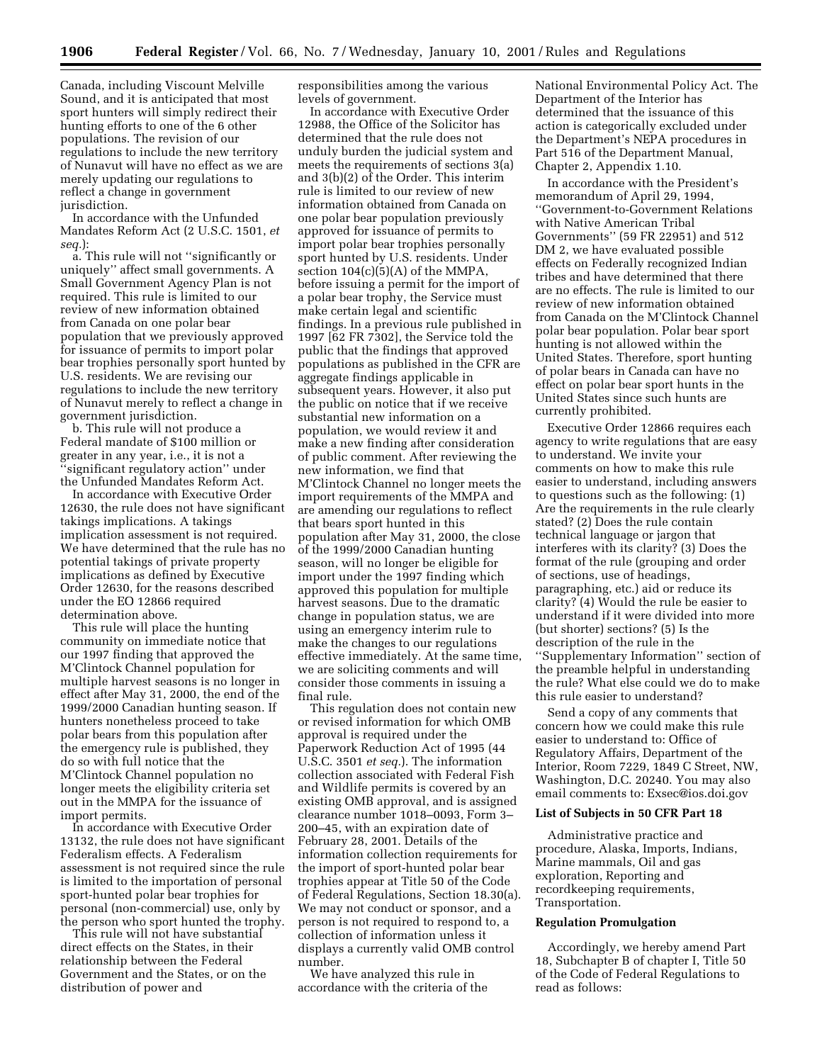Canada, including Viscount Melville Sound, and it is anticipated that most sport hunters will simply redirect their hunting efforts to one of the 6 other populations. The revision of our regulations to include the new territory of Nunavut will have no effect as we are merely updating our regulations to reflect a change in government jurisdiction.

In accordance with the Unfunded Mandates Reform Act (2 U.S.C. 1501, *et seq.*):

a. This rule will not ''significantly or uniquely'' affect small governments. A Small Government Agency Plan is not required. This rule is limited to our review of new information obtained from Canada on one polar bear population that we previously approved for issuance of permits to import polar bear trophies personally sport hunted by U.S. residents. We are revising our regulations to include the new territory of Nunavut merely to reflect a change in government jurisdiction.

b. This rule will not produce a Federal mandate of $100 million or greater in any year, i.e., it is not a ''significant regulatory action'' under the Unfunded Mandates Reform Act.

In accordance with Executive Order 12630, the rule does not have significant takings implications. A takings implication assessment is not required. We have determined that the rule has no potential takings of private property implications as defined by Executive Order 12630, for the reasons described under the EO 12866 required determination above.

This rule will place the hunting community on immediate notice that our 1997 finding that approved the M'Clintock Channel population for multiple harvest seasons is no longer in effect after May 31, 2000, the end of the 1999/2000 Canadian hunting season. If hunters nonetheless proceed to take polar bears from this population after the emergency rule is published, they do so with full notice that the M'Clintock Channel population no longer meets the eligibility criteria set out in the MMPA for the issuance of import permits.

In accordance with Executive Order 13132, the rule does not have significant Federalism effects. A Federalism assessment is not required since the rule is limited to the importation of personal sport-hunted polar bear trophies for personal (non-commercial) use, only by the person who sport hunted the trophy. This rule will not have substantial direct effects on the States, in their relationship between the Federal Government and the States, or on the distribution of power and responsibilities among the various levels of government.

In accordance with Executive Order 12988, the Office of the Solicitor has determined that the rule does not unduly burden the judicial system and meets the requirements of sections 3(a) and 3(b)(2) of the Order. This interim rule is limited to our review of new information obtained from Canada on one polar bear population previously approved for issuance of permits to import polar bear trophies personally sport hunted by U.S. residents. Under section 104(c)(5)(A) of the MMPA, before issuing a permit for the import of a polar bear trophy, the Service must make certain legal and scientific findings. In a previous rule published in 1997 [62 FR 7302], the Service told the public that the findings that approved populations as published in the CFR are aggregate findings applicable in subsequent years. However, it also put the public on notice that if we receive substantial new information on a population, we would review it and make a new finding after consideration of public comment. After reviewing the new information, we find that M'Clintock Channel no longer meets the import requirements of the MMPA and are amending our regulations to reflect that bears sport hunted in this population after May 31, 2000, the close of the 1999/2000 Canadian hunting season, will no longer be eligible for import under the 1997 finding which approved this population for multiple harvest seasons. Due to the dramatic change in population status, we are using an emergency interim rule to make the changes to our regulations effective immediately. At the same time, we are soliciting comments and will consider those comments in issuing a final rule.

This regulation does not contain new or revised information for which OMB approval is required under the Paperwork Reduction Act of 1995 (44 U.S.C. 3501 *et seq.*). The information collection associated with Federal Fish and Wildlife permits is covered by an existing OMB approval, and is assigned clearance number 1018–0093, Form 3–200–45, with an expiration date of February 28, 2001. Details of the information collection requirements for the import of sport-hunted polar bear trophies appear at Title 50 of the Code of Federal Regulations, Section 18.30(a). We may not conduct or sponsor, and a person is not required to respond to, a collection of information unless it displays a currently valid OMB control number.

We have analyzed this rule in accordance with the criteria of the National Environmental Policy Act. The Department of the Interior has determined that the issuance of this action is categorically excluded under the Department's NEPA procedures in Part 516 of the Department Manual, Chapter 2, Appendix 1.10.

In accordance with the President's memorandum of April 29, 1994, ''Government-to-Government Relations with Native American Tribal Governments'' (59 FR 22951) and 512 DM 2, we have evaluated possible effects on Federally recognized Indian tribes and have determined that there are no effects. The rule is limited to our review of new information obtained from Canada on the M'Clintock Channel polar bear population. Polar bear sport hunting is not allowed within the United States. Therefore, sport hunting of polar bears in Canada can have no effect on polar bear sport hunts in the United States since such hunts are currently prohibited.

Executive Order 12866 requires each agency to write regulations that are easy to understand. We invite your comments on how to make this rule easier to understand, including answers to questions such as the following: (1) Are the requirements in the rule clearly stated? (2) Does the rule contain technical language or jargon that interferes with its clarity? (3) Does the format of the rule (grouping and order of sections, use of headings, paragraphing, etc.) aid or reduce its clarity? (4) Would the rule be easier to understand if it were divided into more (but shorter) sections? (5) Is the description of the rule in the ''Supplementary Information'' section of the preamble helpful in understanding the rule? What else could we do to make this rule easier to understand?

Send a copy of any comments that concern how we could make this rule easier to understand to: Office of Regulatory Affairs, Department of the Interior, Room 7229, 1849 C Street, NW, Washington, D.C. 20240. You may also email comments to: Exsec@ios.doi.gov

**List of Subjects in 50 CFR Part 18**

Administrative practice and procedure, Alaska, Imports, Indians, Marine mammals, Oil and gas exploration, Reporting and recordkeeping requirements, Transportation.

**Regulation Promulgation**

Accordingly, we hereby amend Part 18, Subchapter B of chapter I, Title 50 of the Code of Federal Regulations to read as follows: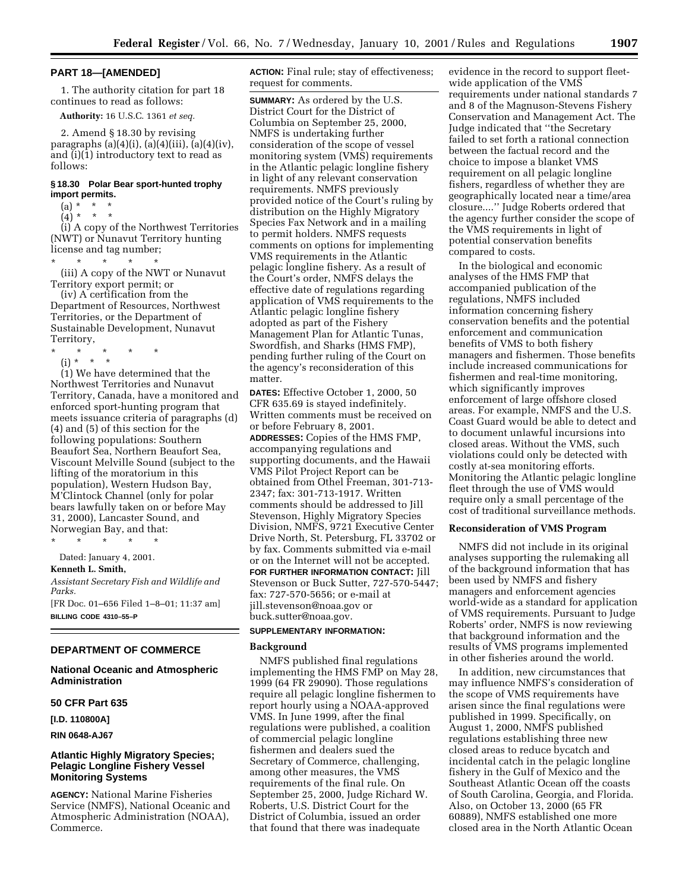## PART 18—[AMENDED]

1. The authority citation for part 18 continues to read as follows:

**Authority:** 16 U.S.C. 1361 *et seq.*

2. Amend § 18.30 by revising paragraphs (a)(4)(i), (a)(4)(iii), (a)(4)(iv), and (i)(1) introductory text to read as follows:

### § 18.30 Polar Bear sport-hunted trophy import permits.

(a) * * *

(4) * * *

(i) A copy of the Northwest Territories (NWT) or Nunavut Territory hunting license and tag number;

\* \* \* \* \*

(iii) A copy of the NWT or Nunavut Territory export permit; or

(iv) A certification from the Department of Resources, Northwest Territories, or the Department of Sustainable Development, Nunavut Territory,

\* \* \* \* \*

(i) * * *

(1) We have determined that the Northwest Territories and Nunavut Territory, Canada, have a monitored and enforced sport-hunting program that meets issuance criteria of paragraphs (d) (4) and (5) of this section for the following populations: Southern Beaufort Sea, Northern Beaufort Sea, Viscount Melville Sound (subject to the lifting of the moratorium in this population), Western Hudson Bay, M'Clintock Channel (only for polar bears lawfully taken on or before May 31, 2000), Lancaster Sound, and Norwegian Bay, and that:

\* \* \* \* \*

Dated: January 4, 2001.

**Kenneth L. Smith,**

*Assistant Secretary Fish and Wildlife and Parks.*

[FR Doc. 01–656 Filed 1–8–01; 11:37 am]

**BILLING CODE 4310–55–P**

---

## DEPARTMENT OF COMMERCE

### National Oceanic and Atmospheric Administration

### 50 CFR Part 635

**[I.D. 110800A]**

**RIN 0648-AJ67**

### Atlantic Highly Migratory Species; Pelagic Longline Fishery Vessel Monitoring Systems

**AGENCY:** National Marine Fisheries Service (NMFS), National Oceanic and Atmospheric Administration (NOAA), Commerce.

**ACTION:** Final rule; stay of effectiveness; request for comments.

**SUMMARY:** As ordered by the U.S. District Court for the District of Columbia on September 25, 2000, NMFS is undertaking further consideration of the scope of vessel monitoring system (VMS) requirements in the Atlantic pelagic longline fishery in light of any relevant conservation requirements. NMFS previously provided notice of the Court's ruling by distribution on the Highly Migratory Species Fax Network and in a mailing to permit holders. NMFS requests comments on options for implementing VMS requirements in the Atlantic pelagic longline fishery. As a result of the Court's order, NMFS delays the effective date of regulations regarding application of VMS requirements to the Atlantic pelagic longline fishery adopted as part of the Fishery Management Plan for Atlantic Tunas, Swordfish, and Sharks (HMS FMP), pending further ruling of the Court on the agency's reconsideration of this matter.

**DATES:** Effective October 1, 2000, 50 CFR 635.69 is stayed indefinitely. Written comments must be received on or before February 8, 2001.

**ADDRESSES:** Copies of the HMS FMP, accompanying regulations and supporting documents, and the Hawaii VMS Pilot Project Report can be obtained from Othel Freeman, 301-713-2347; fax: 301-713-1917. Written comments should be addressed to Jill Stevenson, Highly Migratory Species Division, NMFS, 9721 Executive Center Drive North, St. Petersburg, FL 33702 or by fax. Comments submitted via e-mail or on the Internet will not be accepted.

**FOR FURTHER INFORMATION CONTACT:** Jill Stevenson or Buck Sutter, 727-570-5447; fax: 727-570-5656; or e-mail at jill.stevenson@noaa.gov or buck.sutter@noaa.gov.

**SUPPLEMENTARY INFORMATION:**

#### Background

NMFS published final regulations implementing the HMS FMP on May 28, 1999 (64 FR 29090). Those regulations require all pelagic longline fishermen to report hourly using a NOAA-approved VMS. In June 1999, after the final regulations were published, a coalition of commercial pelagic longline fishermen and dealers sued the Secretary of Commerce, challenging, among other measures, the VMS requirements of the final rule. On September 25, 2000, Judge Richard W. Roberts, U.S. District Court for the District of Columbia, issued an order that found that there was inadequate evidence in the record to support fleet-wide application of the VMS requirements under national standards 7 and 8 of the Magnuson-Stevens Fishery Conservation and Management Act. The Judge indicated that ''the Secretary failed to set forth a rational connection between the factual record and the choice to impose a blanket VMS requirement on all pelagic longline fishers, regardless of whether they are geographically located near a time/area closure....'' Judge Roberts ordered that the agency further consider the scope of the VMS requirements in light of potential conservation benefits compared to costs.

In the biological and economic analyses of the HMS FMP that accompanied publication of the regulations, NMFS included information concerning fishery conservation benefits and the potential enforcement and communication benefits of VMS to both fishery managers and fishermen. Those benefits include increased communications for fishermen and real-time monitoring, which significantly improves enforcement of large offshore closed areas. For example, NMFS and the U.S. Coast Guard would be able to detect and to document unlawful incursions into closed areas. Without the VMS, such violations could only be detected with costly at-sea monitoring efforts. Monitoring the Atlantic pelagic longline fleet through the use of VMS would require only a small percentage of the cost of traditional surveillance methods.

#### Reconsideration of VMS Program

NMFS did not include in its original analyses supporting the rulemaking all of the background information that has been used by NMFS and fishery managers and enforcement agencies world-wide as a standard for application of VMS requirements. Pursuant to Judge Roberts' order, NMFS is now reviewing that background information and the results of VMS programs implemented in other fisheries around the world.

In addition, new circumstances that may influence NMFS's consideration of the scope of VMS requirements have arisen since the final regulations were published in 1999. Specifically, on August 1, 2000, NMFS published regulations establishing three new closed areas to reduce bycatch and incidental catch in the pelagic longline fishery in the Gulf of Mexico and the Southeast Atlantic Ocean off the coasts of South Carolina, Georgia, and Florida. Also, on October 13, 2000 (65 FR 60889), NMFS established one more closed area in the North Atlantic Ocean